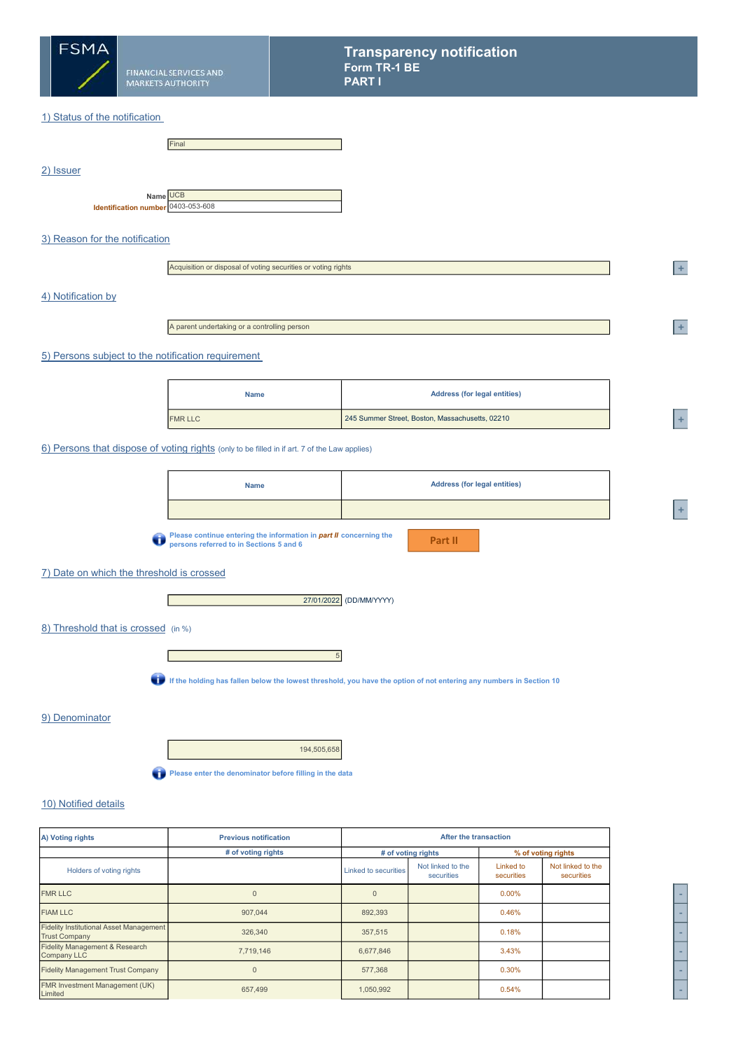FSMA

FINANCIAL SERVICES AND MARKETS AUTHORITY

# Transparency notification
## Form TR-1 BE
## PART I

### 1) Status of the notification

Final

### 2) Issuer

**Name** UCB

**Identification number** 0403-053-608

### 3) Reason for the notification

Acquisition or disposal of voting securities or voting rights

### 4) Notification by

A parent undertaking or a controlling person

### 5) Persons subject to the notification requirement

| Name | Address (for legal entities) |
|---|---|
| FMR LLC | 245 Summer Street, Boston, Massachusetts, 02210 |

### 6) Persons that dispose of voting rights (only to be filled in if art. 7 of the Law applies)

| Name | Address (for legal entities) |
|---|---|
| | |

Please continue entering the information in *part II* concerning the persons referred to in Sections 5 and 6

Part II

### 7) Date on which the threshold is crossed

27/01/2022 (DD/MM/YYYY)

### 8) Threshold that is crossed (in %)

5

If the holding has fallen below the lowest threshold, you have the option of not entering any numbers in Section 10

### 9) Denominator

194,505,658

Please enter the denominator before filling in the data

### 10) Notified details

| A) Voting rights | Previous notification | After the transaction | | | |
|---|---|---|---|---|---|
| | # of voting rights | # of voting rights | | % of voting rights | |
| Holders of voting rights | | Linked to securities | Not linked to the securities | Linked to securities | Not linked to the securities |
| FMR LLC | 0 | 0 | | 0.00% | |
| FIAM LLC | 907,044 | 892,393 | | 0.46% | |
| Fidelity Institutional Asset Management Trust Company | 326,340 | 357,515 | | 0.18% | |
| Fidelity Management & Research Company LLC | 7,719,146 | 6,677,846 | | 3.43% | |
| Fidelity Management Trust Company | 0 | 577,368 | | 0.30% | |
| FMR Investment Management (UK) Limited | 657,499 | 1,050,992 | | 0.54% | |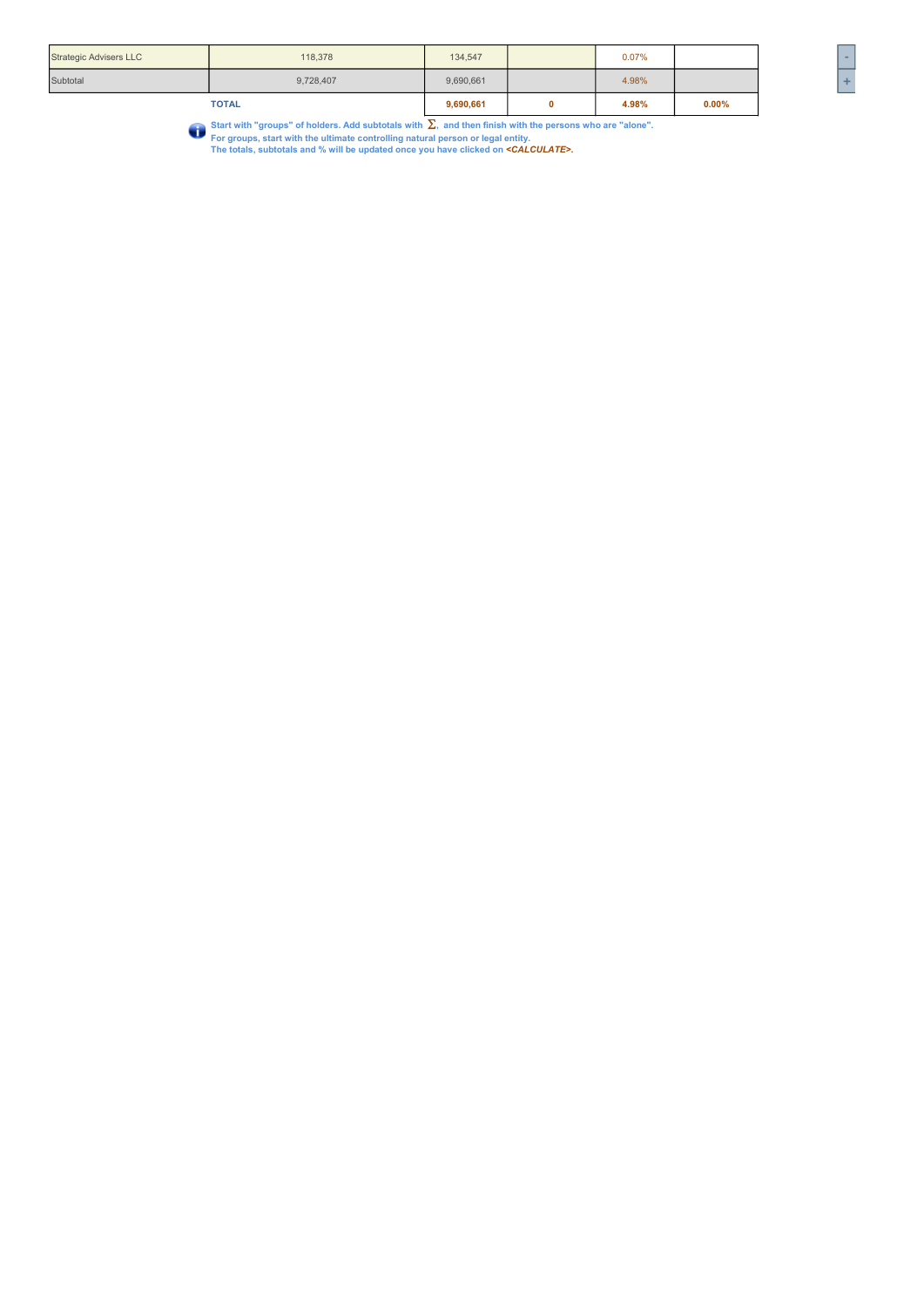| | | | | | |
|---|---|---|---|---|---|
| Strategic Advisers LLC | 118,378 | 134,547 | | 0.07% | |
| Subtotal | 9,728,407 | 9,690,661 | | 4.98% | |
| | **TOTAL** | **9,690,661** | **0** | **4.98%** | **0.00%** |

**Start with "groups" of holders. Add subtotals with $\Sigma$, and then finish with the persons who are "alone".**
**For groups, start with the ultimate controlling natural person or legal entity.**
**The totals, subtotals and % will be updated once you have clicked on *<CALCULATE>*.**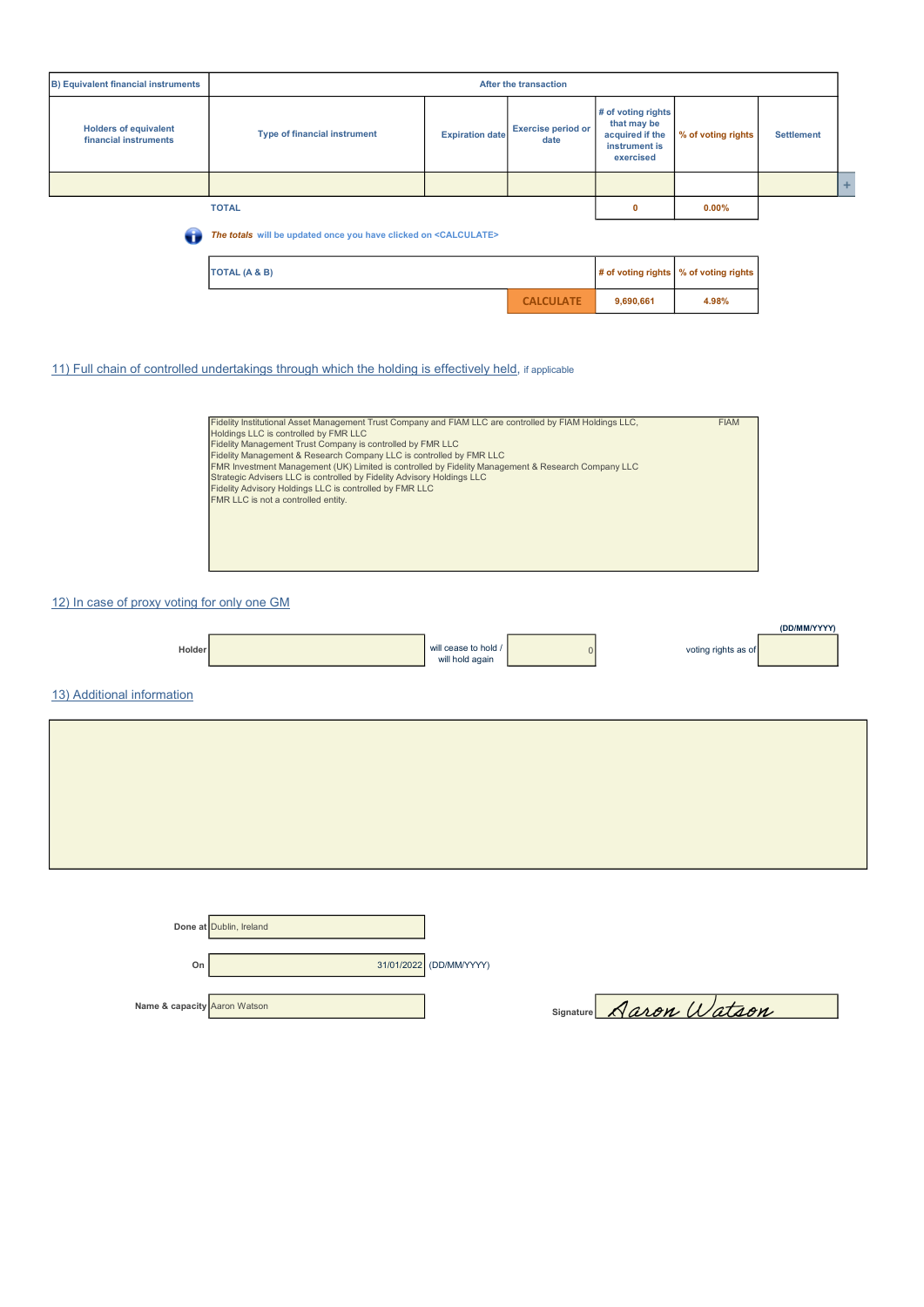| B) Equivalent financial instruments | After the transaction | | | | | |
|---|---|---|---|---|---|---|
| Holders of equivalent financial instruments | Type of financial instrument | Expiration date | Exercise period or date | # of voting rights that may be acquired if the instrument is exercised | % of voting rights | Settlement |
| | | | | | | |
| | TOTAL | | | 0 | 0.00% | |

*The totals* will be updated once you have clicked on <CALCULATE>

| TOTAL (A & B) | | # of voting rights | % of voting rights |
|---|---|---|---|
| | CALCULATE | 9,690,661 | 4.98% |

## 11) Full chain of controlled undertakings through which the holding is effectively held, if applicable

Fidelity Institutional Asset Management Trust Company and FIAM LLC are controlled by FIAM Holdings LLC, FIAM Holdings LLC is controlled by FMR LLC
Fidelity Management Trust Company is controlled by FMR LLC
Fidelity Management & Research Company LLC is controlled by FMR LLC
FMR Investment Management (UK) Limited is controlled by Fidelity Management & Research Company LLC
Strategic Advisers LLC is controlled by Fidelity Advisory Holdings LLC
Fidelity Advisory Holdings LLC is controlled by FMR LLC
FMR LLC is not a controlled entity.

## 12) In case of proxy voting for only one GM

| Holder | | will cease to hold / will hold again | 0 | voting rights as of | (DD/MM/YYYY) |
|---|---|---|---|---|---|

## 13) Additional information

Done at: Dublin, Ireland

On: 31/01/2022 (DD/MM/YYYY)

Name & capacity: Aaron Watson

Signature: Aaron Watson